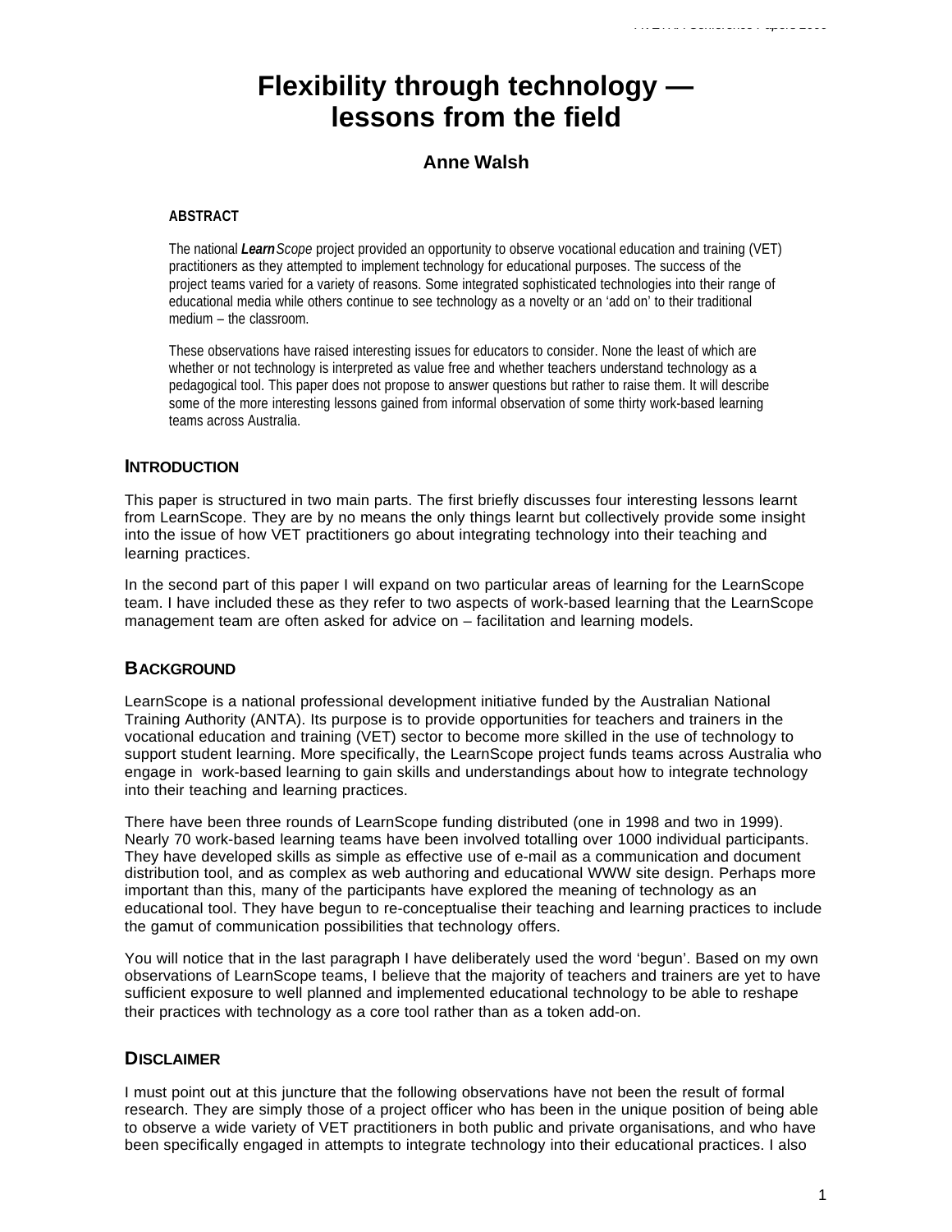# Flexibility through technology — lessons from the field

**Anne Walsh**

**ABSTRACT**

The national ***Learn****Scope* project provided an opportunity to observe vocational education and training (VET) practitioners as they attempted to implement technology for educational purposes. The success of the project teams varied for a variety of reasons. Some integrated sophisticated technologies into their range of educational media while others continue to see technology as a novelty or an 'add on' to their traditional medium – the classroom.

These observations have raised interesting issues for educators to consider. None the least of which are whether or not technology is interpreted as value free and whether teachers understand technology as a pedagogical tool. This paper does not propose to answer questions but rather to raise them. It will describe some of the more interesting lessons gained from informal observation of some thirty work-based learning teams across Australia.

## INTRODUCTION

This paper is structured in two main parts. The first briefly discusses four interesting lessons learnt from LearnScope. They are by no means the only things learnt but collectively provide some insight into the issue of how VET practitioners go about integrating technology into their teaching and learning practices.

In the second part of this paper I will expand on two particular areas of learning for the LearnScope team. I have included these as they refer to two aspects of work-based learning that the LearnScope management team are often asked for advice on – facilitation and learning models.

## BACKGROUND

LearnScope is a national professional development initiative funded by the Australian National Training Authority (ANTA). Its purpose is to provide opportunities for teachers and trainers in the vocational education and training (VET) sector to become more skilled in the use of technology to support student learning. More specifically, the LearnScope project funds teams across Australia who engage in work-based learning to gain skills and understandings about how to integrate technology into their teaching and learning practices.

There have been three rounds of LearnScope funding distributed (one in 1998 and two in 1999). Nearly 70 work-based learning teams have been involved totalling over 1000 individual participants. They have developed skills as simple as effective use of e-mail as a communication and document distribution tool, and as complex as web authoring and educational WWW site design. Perhaps more important than this, many of the participants have explored the meaning of technology as an educational tool. They have begun to re-conceptualise their teaching and learning practices to include the gamut of communication possibilities that technology offers.

You will notice that in the last paragraph I have deliberately used the word 'begun'. Based on my own observations of LearnScope teams, I believe that the majority of teachers and trainers are yet to have sufficient exposure to well planned and implemented educational technology to be able to reshape their practices with technology as a core tool rather than as a token add-on.

## DISCLAIMER

I must point out at this juncture that the following observations have not been the result of formal research. They are simply those of a project officer who has been in the unique position of being able to observe a wide variety of VET practitioners in both public and private organisations, and who have been specifically engaged in attempts to integrate technology into their educational practices. I also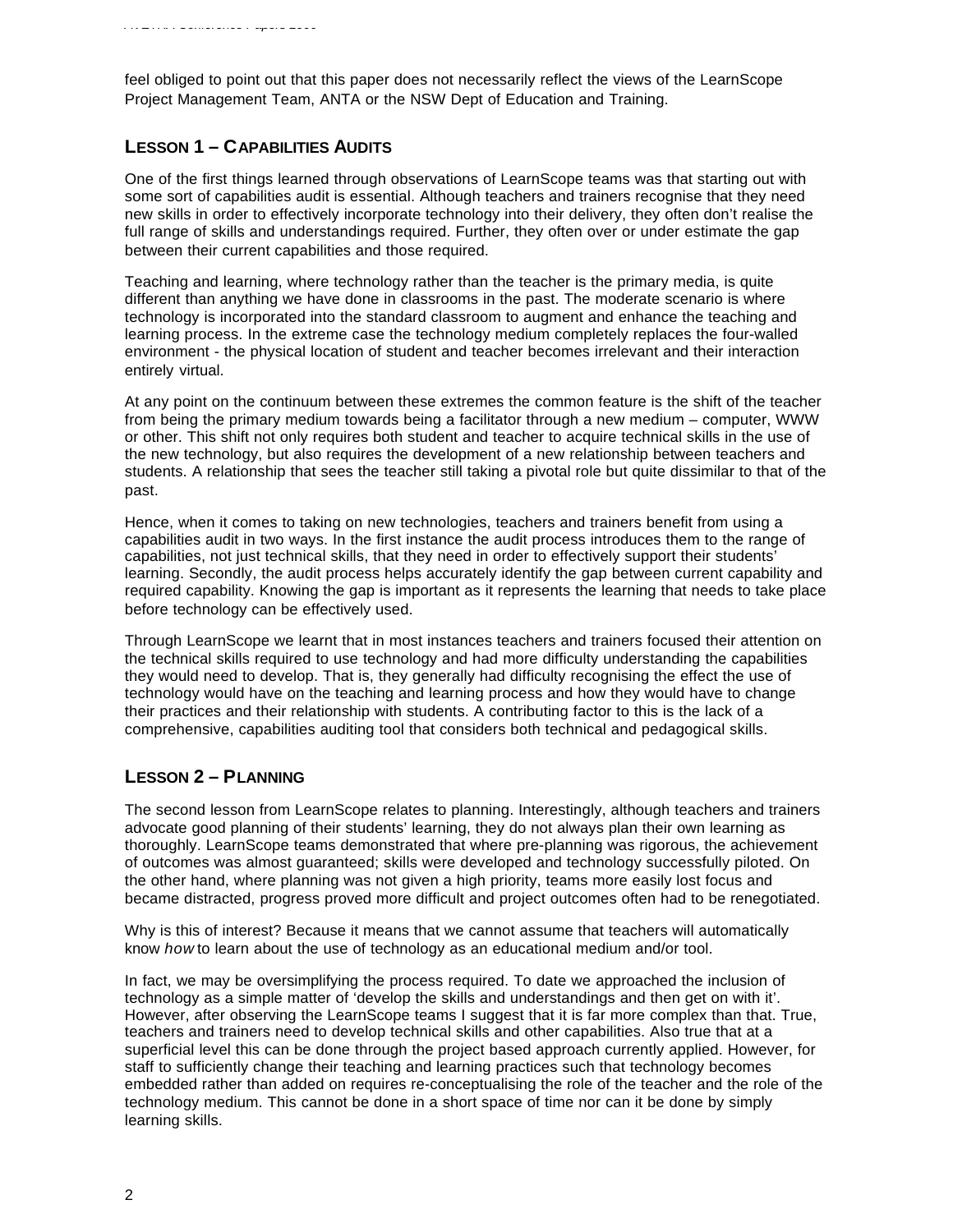feel obliged to point out that this paper does not necessarily reflect the views of the LearnScope Project Management Team, ANTA or the NSW Dept of Education and Training.

## LESSON 1 – CAPABILITIES AUDITS

One of the first things learned through observations of LearnScope teams was that starting out with some sort of capabilities audit is essential. Although teachers and trainers recognise that they need new skills in order to effectively incorporate technology into their delivery, they often don't realise the full range of skills and understandings required. Further, they often over or under estimate the gap between their current capabilities and those required.

Teaching and learning, where technology rather than the teacher is the primary media, is quite different than anything we have done in classrooms in the past. The moderate scenario is where technology is incorporated into the standard classroom to augment and enhance the teaching and learning process. In the extreme case the technology medium completely replaces the four-walled environment - the physical location of student and teacher becomes irrelevant and their interaction entirely virtual.

At any point on the continuum between these extremes the common feature is the shift of the teacher from being the primary medium towards being a facilitator through a new medium – computer, WWW or other. This shift not only requires both student and teacher to acquire technical skills in the use of the new technology, but also requires the development of a new relationship between teachers and students. A relationship that sees the teacher still taking a pivotal role but quite dissimilar to that of the past.

Hence, when it comes to taking on new technologies, teachers and trainers benefit from using a capabilities audit in two ways. In the first instance the audit process introduces them to the range of capabilities, not just technical skills, that they need in order to effectively support their students' learning. Secondly, the audit process helps accurately identify the gap between current capability and required capability. Knowing the gap is important as it represents the learning that needs to take place before technology can be effectively used.

Through LearnScope we learnt that in most instances teachers and trainers focused their attention on the technical skills required to use technology and had more difficulty understanding the capabilities they would need to develop. That is, they generally had difficulty recognising the effect the use of technology would have on the teaching and learning process and how they would have to change their practices and their relationship with students. A contributing factor to this is the lack of a comprehensive, capabilities auditing tool that considers both technical and pedagogical skills.

## LESSON 2 – PLANNING

The second lesson from LearnScope relates to planning. Interestingly, although teachers and trainers advocate good planning of their students' learning, they do not always plan their own learning as thoroughly. LearnScope teams demonstrated that where pre-planning was rigorous, the achievement of outcomes was almost guaranteed; skills were developed and technology successfully piloted. On the other hand, where planning was not given a high priority, teams more easily lost focus and became distracted, progress proved more difficult and project outcomes often had to be renegotiated.

Why is this of interest? Because it means that we cannot assume that teachers will automatically know *how* to learn about the use of technology as an educational medium and/or tool.

In fact, we may be oversimplifying the process required. To date we approached the inclusion of technology as a simple matter of 'develop the skills and understandings and then get on with it'. However, after observing the LearnScope teams I suggest that it is far more complex than that. True, teachers and trainers need to develop technical skills and other capabilities. Also true that at a superficial level this can be done through the project based approach currently applied. However, for staff to sufficiently change their teaching and learning practices such that technology becomes embedded rather than added on requires re-conceptualising the role of the teacher and the role of the technology medium. This cannot be done in a short space of time nor can it be done by simply learning skills.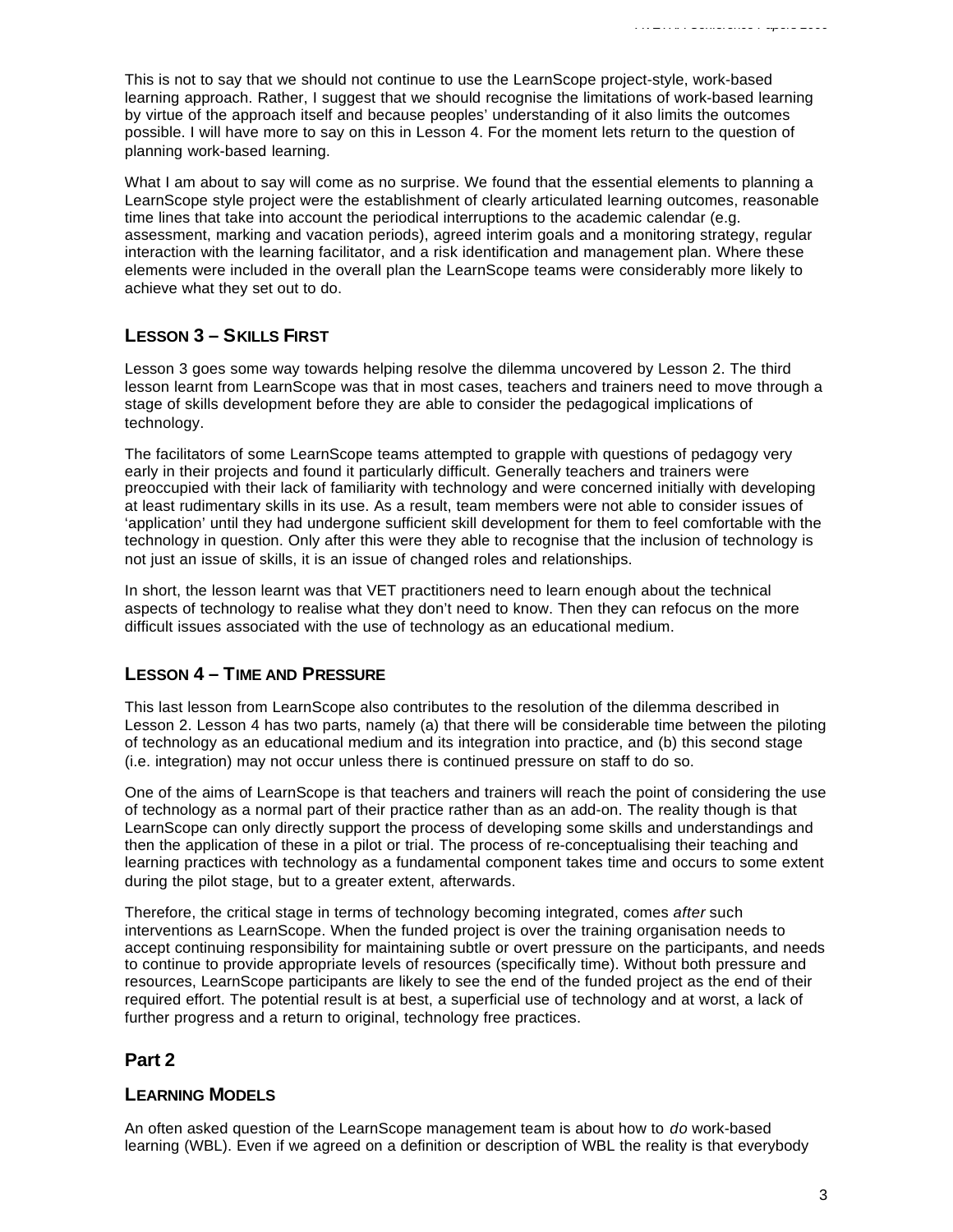This is not to say that we should not continue to use the LearnScope project-style, work-based learning approach. Rather, I suggest that we should recognise the limitations of work-based learning by virtue of the approach itself and because peoples' understanding of it also limits the outcomes possible. I will have more to say on this in Lesson 4. For the moment lets return to the question of planning work-based learning.

What I am about to say will come as no surprise. We found that the essential elements to planning a LearnScope style project were the establishment of clearly articulated learning outcomes, reasonable time lines that take into account the periodical interruptions to the academic calendar (e.g. assessment, marking and vacation periods), agreed interim goals and a monitoring strategy, regular interaction with the learning facilitator, and a risk identification and management plan. Where these elements were included in the overall plan the LearnScope teams were considerably more likely to achieve what they set out to do.

### LESSON 3 – SKILLS FIRST

Lesson 3 goes some way towards helping resolve the dilemma uncovered by Lesson 2. The third lesson learnt from LearnScope was that in most cases, teachers and trainers need to move through a stage of skills development before they are able to consider the pedagogical implications of technology.

The facilitators of some LearnScope teams attempted to grapple with questions of pedagogy very early in their projects and found it particularly difficult. Generally teachers and trainers were preoccupied with their lack of familiarity with technology and were concerned initially with developing at least rudimentary skills in its use. As a result, team members were not able to consider issues of 'application' until they had undergone sufficient skill development for them to feel comfortable with the technology in question. Only after this were they able to recognise that the inclusion of technology is not just an issue of skills, it is an issue of changed roles and relationships.

In short, the lesson learnt was that VET practitioners need to learn enough about the technical aspects of technology to realise what they don't need to know. Then they can refocus on the more difficult issues associated with the use of technology as an educational medium.

### LESSON 4 – TIME AND PRESSURE

This last lesson from LearnScope also contributes to the resolution of the dilemma described in Lesson 2. Lesson 4 has two parts, namely (a) that there will be considerable time between the piloting of technology as an educational medium and its integration into practice, and (b) this second stage (i.e. integration) may not occur unless there is continued pressure on staff to do so.

One of the aims of LearnScope is that teachers and trainers will reach the point of considering the use of technology as a normal part of their practice rather than as an add-on. The reality though is that LearnScope can only directly support the process of developing some skills and understandings and then the application of these in a pilot or trial. The process of re-conceptualising their teaching and learning practices with technology as a fundamental component takes time and occurs to some extent during the pilot stage, but to a greater extent, afterwards.

Therefore, the critical stage in terms of technology becoming integrated, comes *after* such interventions as LearnScope. When the funded project is over the training organisation needs to accept continuing responsibility for maintaining subtle or overt pressure on the participants, and needs to continue to provide appropriate levels of resources (specifically time). Without both pressure and resources, LearnScope participants are likely to see the end of the funded project as the end of their required effort. The potential result is at best, a superficial use of technology and at worst, a lack of further progress and a return to original, technology free practices.

## Part 2

### LEARNING MODELS

An often asked question of the LearnScope management team is about how to *do* work-based learning (WBL). Even if we agreed on a definition or description of WBL the reality is that everybody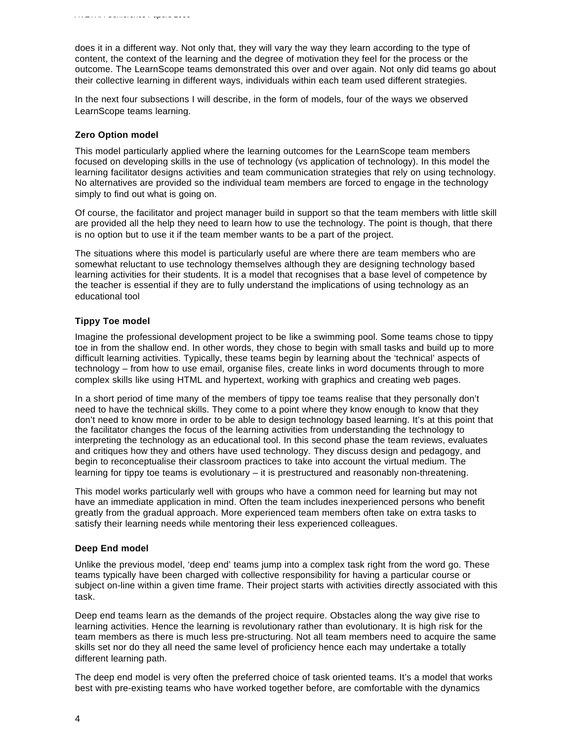does it in a different way. Not only that, they will vary the way they learn according to the type of content, the context of the learning and the degree of motivation they feel for the process or the outcome. The LearnScope teams demonstrated this over and over again. Not only did teams go about their collective learning in different ways, individuals within each team used different strategies.

In the next four subsections I will describe, in the form of models, four of the ways we observed LearnScope teams learning.

**Zero Option model**

This model particularly applied where the learning outcomes for the LearnScope team members focused on developing skills in the use of technology (vs application of technology). In this model the learning facilitator designs activities and team communication strategies that rely on using technology. No alternatives are provided so the individual team members are forced to engage in the technology simply to find out what is going on.

Of course, the facilitator and project manager build in support so that the team members with little skill are provided all the help they need to learn how to use the technology. The point is though, that there is no option but to use it if the team member wants to be a part of the project.

The situations where this model is particularly useful are where there are team members who are somewhat reluctant to use technology themselves although they are designing technology based learning activities for their students. It is a model that recognises that a base level of competence by the teacher is essential if they are to fully understand the implications of using technology as an educational tool

**Tippy Toe model**

Imagine the professional development project to be like a swimming pool. Some teams chose to tippy toe in from the shallow end. In other words, they chose to begin with small tasks and build up to more difficult learning activities. Typically, these teams begin by learning about the 'technical' aspects of technology – from how to use email, organise files, create links in word documents through to more complex skills like using HTML and hypertext, working with graphics and creating web pages.

In a short period of time many of the members of tippy toe teams realise that they personally don't need to have the technical skills. They come to a point where they know enough to know that they don't need to know more in order to be able to design technology based learning. It's at this point that the facilitator changes the focus of the learning activities from understanding the technology to interpreting the technology as an educational tool. In this second phase the team reviews, evaluates and critiques how they and others have used technology. They discuss design and pedagogy, and begin to reconceptualise their classroom practices to take into account the virtual medium. The learning for tippy toe teams is evolutionary – it is prestructured and reasonably non-threatening.

This model works particularly well with groups who have a common need for learning but may not have an immediate application in mind. Often the team includes inexperienced persons who benefit greatly from the gradual approach. More experienced team members often take on extra tasks to satisfy their learning needs while mentoring their less experienced colleagues.

**Deep End model**

Unlike the previous model, 'deep end' teams jump into a complex task right from the word go. These teams typically have been charged with collective responsibility for having a particular course or subject on-line within a given time frame. Their project starts with activities directly associated with this task.

Deep end teams learn as the demands of the project require. Obstacles along the way give rise to learning activities. Hence the learning is revolutionary rather than evolutionary. It is high risk for the team members as there is much less pre-structuring. Not all team members need to acquire the same skills set nor do they all need the same level of proficiency hence each may undertake a totally different learning path.

The deep end model is very often the preferred choice of task oriented teams. It's a model that works best with pre-existing teams who have worked together before, are comfortable with the dynamics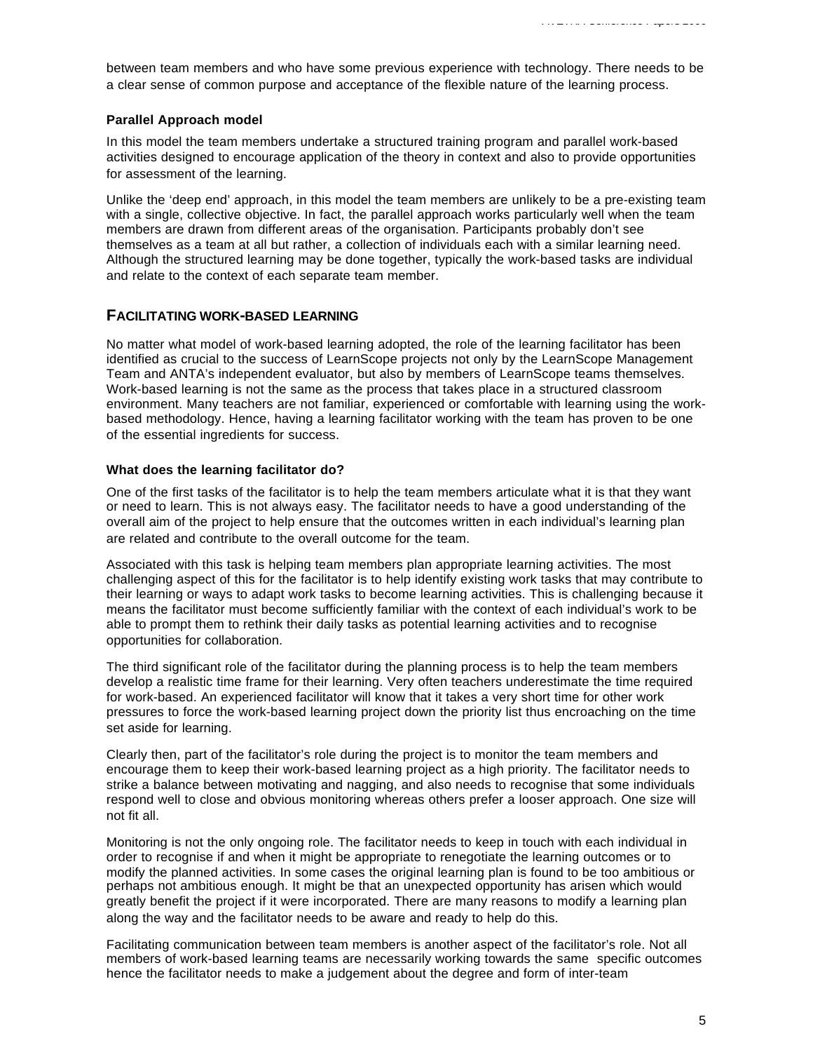between team members and who have some previous experience with technology. There needs to be a clear sense of common purpose and acceptance of the flexible nature of the learning process.

### Parallel Approach model

In this model the team members undertake a structured training program and parallel work-based activities designed to encourage application of the theory in context and also to provide opportunities for assessment of the learning.

Unlike the 'deep end' approach, in this model the team members are unlikely to be a pre-existing team with a single, collective objective. In fact, the parallel approach works particularly well when the team members are drawn from different areas of the organisation. Participants probably don't see themselves as a team at all but rather, a collection of individuals each with a similar learning need. Although the structured learning may be done together, typically the work-based tasks are individual and relate to the context of each separate team member.

## FACILITATING WORK-BASED LEARNING

No matter what model of work-based learning adopted, the role of the learning facilitator has been identified as crucial to the success of LearnScope projects not only by the LearnScope Management Team and ANTA's independent evaluator, but also by members of LearnScope teams themselves. Work-based learning is not the same as the process that takes place in a structured classroom environment. Many teachers are not familiar, experienced or comfortable with learning using the work-based methodology. Hence, having a learning facilitator working with the team has proven to be one of the essential ingredients for success.

### What does the learning facilitator do?

One of the first tasks of the facilitator is to help the team members articulate what it is that they want or need to learn. This is not always easy. The facilitator needs to have a good understanding of the overall aim of the project to help ensure that the outcomes written in each individual's learning plan are related and contribute to the overall outcome for the team.

Associated with this task is helping team members plan appropriate learning activities. The most challenging aspect of this for the facilitator is to help identify existing work tasks that may contribute to their learning or ways to adapt work tasks to become learning activities. This is challenging because it means the facilitator must become sufficiently familiar with the context of each individual's work to be able to prompt them to rethink their daily tasks as potential learning activities and to recognise opportunities for collaboration.

The third significant role of the facilitator during the planning process is to help the team members develop a realistic time frame for their learning. Very often teachers underestimate the time required for work-based. An experienced facilitator will know that it takes a very short time for other work pressures to force the work-based learning project down the priority list thus encroaching on the time set aside for learning.

Clearly then, part of the facilitator's role during the project is to monitor the team members and encourage them to keep their work-based learning project as a high priority. The facilitator needs to strike a balance between motivating and nagging, and also needs to recognise that some individuals respond well to close and obvious monitoring whereas others prefer a looser approach. One size will not fit all.

Monitoring is not the only ongoing role. The facilitator needs to keep in touch with each individual in order to recognise if and when it might be appropriate to renegotiate the learning outcomes or to modify the planned activities. In some cases the original learning plan is found to be too ambitious or perhaps not ambitious enough. It might be that an unexpected opportunity has arisen which would greatly benefit the project if it were incorporated. There are many reasons to modify a learning plan along the way and the facilitator needs to be aware and ready to help do this.

Facilitating communication between team members is another aspect of the facilitator's role. Not all members of work-based learning teams are necessarily working towards the same specific outcomes hence the facilitator needs to make a judgement about the degree and form of inter-team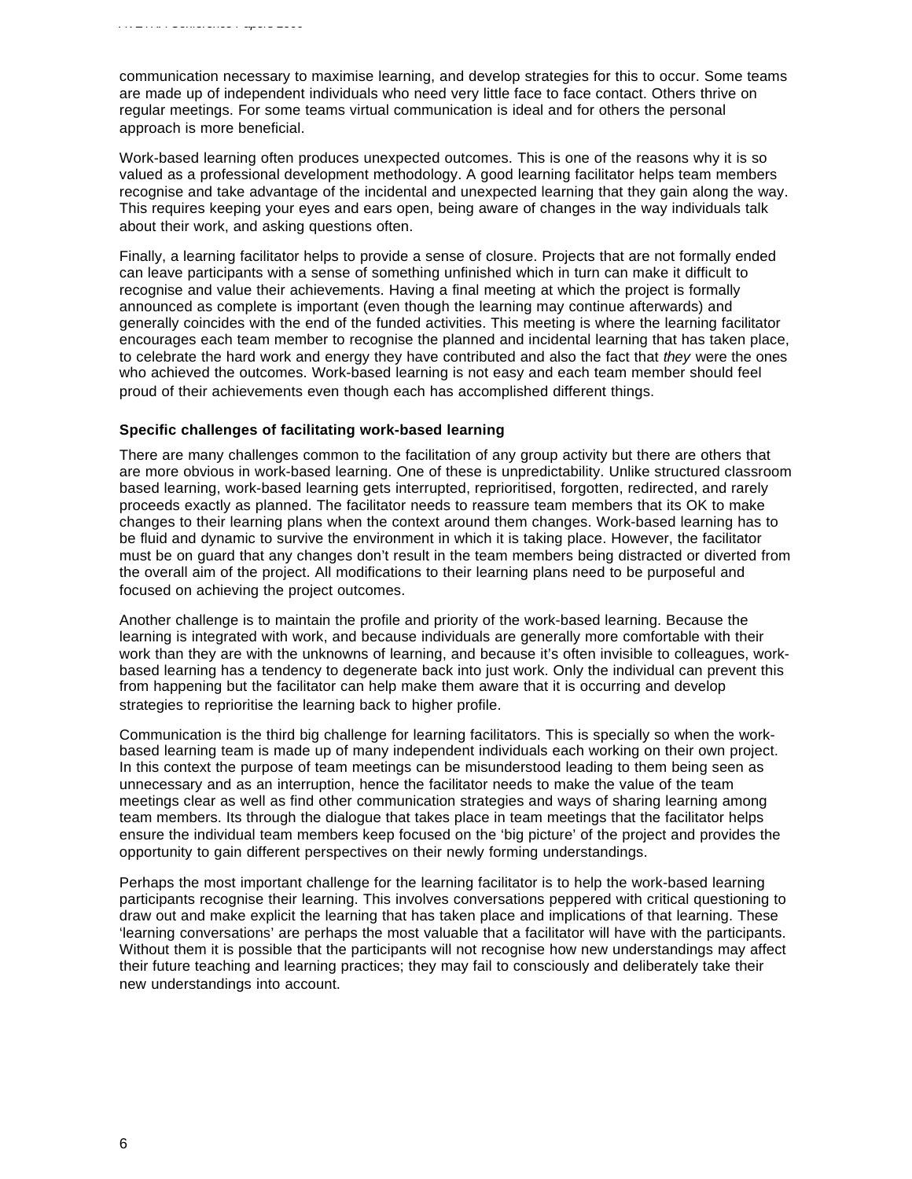communication necessary to maximise learning, and develop strategies for this to occur. Some teams are made up of independent individuals who need very little face to face contact. Others thrive on regular meetings. For some teams virtual communication is ideal and for others the personal approach is more beneficial.

Work-based learning often produces unexpected outcomes. This is one of the reasons why it is so valued as a professional development methodology. A good learning facilitator helps team members recognise and take advantage of the incidental and unexpected learning that they gain along the way. This requires keeping your eyes and ears open, being aware of changes in the way individuals talk about their work, and asking questions often.

Finally, a learning facilitator helps to provide a sense of closure. Projects that are not formally ended can leave participants with a sense of something unfinished which in turn can make it difficult to recognise and value their achievements. Having a final meeting at which the project is formally announced as complete is important (even though the learning may continue afterwards) and generally coincides with the end of the funded activities. This meeting is where the learning facilitator encourages each team member to recognise the planned and incidental learning that has taken place, to celebrate the hard work and energy they have contributed and also the fact that *they* were the ones who achieved the outcomes. Work-based learning is not easy and each team member should feel proud of their achievements even though each has accomplished different things.

**Specific challenges of facilitating work-based learning**

There are many challenges common to the facilitation of any group activity but there are others that are more obvious in work-based learning. One of these is unpredictability. Unlike structured classroom based learning, work-based learning gets interrupted, reprioritised, forgotten, redirected, and rarely proceeds exactly as planned. The facilitator needs to reassure team members that its OK to make changes to their learning plans when the context around them changes. Work-based learning has to be fluid and dynamic to survive the environment in which it is taking place. However, the facilitator must be on guard that any changes don't result in the team members being distracted or diverted from the overall aim of the project. All modifications to their learning plans need to be purposeful and focused on achieving the project outcomes.

Another challenge is to maintain the profile and priority of the work-based learning. Because the learning is integrated with work, and because individuals are generally more comfortable with their work than they are with the unknowns of learning, and because it's often invisible to colleagues, work-based learning has a tendency to degenerate back into just work. Only the individual can prevent this from happening but the facilitator can help make them aware that it is occurring and develop strategies to reprioritise the learning back to higher profile.

Communication is the third big challenge for learning facilitators. This is specially so when the work-based learning team is made up of many independent individuals each working on their own project. In this context the purpose of team meetings can be misunderstood leading to them being seen as unnecessary and as an interruption, hence the facilitator needs to make the value of the team meetings clear as well as find other communication strategies and ways of sharing learning among team members. Its through the dialogue that takes place in team meetings that the facilitator helps ensure the individual team members keep focused on the 'big picture' of the project and provides the opportunity to gain different perspectives on their newly forming understandings.

Perhaps the most important challenge for the learning facilitator is to help the work-based learning participants recognise their learning. This involves conversations peppered with critical questioning to draw out and make explicit the learning that has taken place and implications of that learning. These 'learning conversations' are perhaps the most valuable that a facilitator will have with the participants. Without them it is possible that the participants will not recognise how new understandings may affect their future teaching and learning practices; they may fail to consciously and deliberately take their new understandings into account.